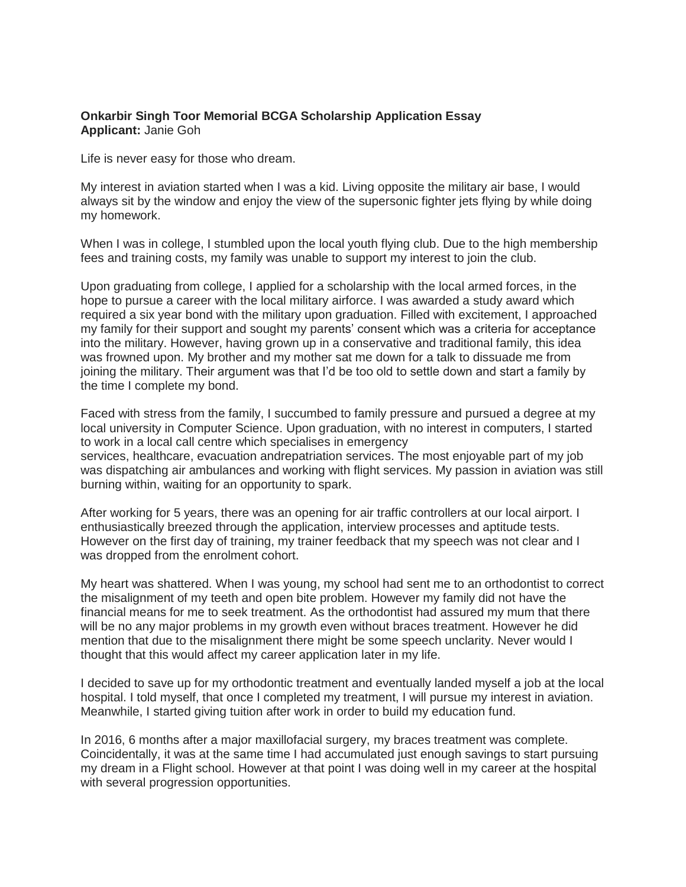**Onkarbir Singh Toor Memorial BCGA Scholarship Application Essay**
**Applicant:** Janie Goh

Life is never easy for those who dream.

My interest in aviation started when I was a kid. Living opposite the military air base, I would always sit by the window and enjoy the view of the supersonic fighter jets flying by while doing my homework.

When I was in college, I stumbled upon the local youth flying club. Due to the high membership fees and training costs, my family was unable to support my interest to join the club.

Upon graduating from college, I applied for a scholarship with the local armed forces, in the hope to pursue a career with the local military airforce. I was awarded a study award which required a six year bond with the military upon graduation. Filled with excitement, I approached my family for their support and sought my parents' consent which was a criteria for acceptance into the military. However, having grown up in a conservative and traditional family, this idea was frowned upon. My brother and my mother sat me down for a talk to dissuade me from joining the military. Their argument was that I'd be too old to settle down and start a family by the time I complete my bond.

Faced with stress from the family, I succumbed to family pressure and pursued a degree at my local university in Computer Science. Upon graduation, with no interest in computers, I started to work in a local call centre which specialises in emergency services, healthcare, evacuation andrepatriation services. The most enjoyable part of my job was dispatching air ambulances and working with flight services. My passion in aviation was still burning within, waiting for an opportunity to spark.

After working for 5 years, there was an opening for air traffic controllers at our local airport. I enthusiastically breezed through the application, interview processes and aptitude tests. However on the first day of training, my trainer feedback that my speech was not clear and I was dropped from the enrolment cohort.

My heart was shattered. When I was young, my school had sent me to an orthodontist to correct the misalignment of my teeth and open bite problem. However my family did not have the financial means for me to seek treatment. As the orthodontist had assured my mum that there will be no any major problems in my growth even without braces treatment. However he did mention that due to the misalignment there might be some speech unclarity. Never would I thought that this would affect my career application later in my life.

I decided to save up for my orthodontic treatment and eventually landed myself a job at the local hospital. I told myself, that once I completed my treatment, I will pursue my interest in aviation. Meanwhile, I started giving tuition after work in order to build my education fund.

In 2016, 6 months after a major maxillofacial surgery, my braces treatment was complete. Coincidentally, it was at the same time I had accumulated just enough savings to start pursuing my dream in a Flight school. However at that point I was doing well in my career at the hospital with several progression opportunities.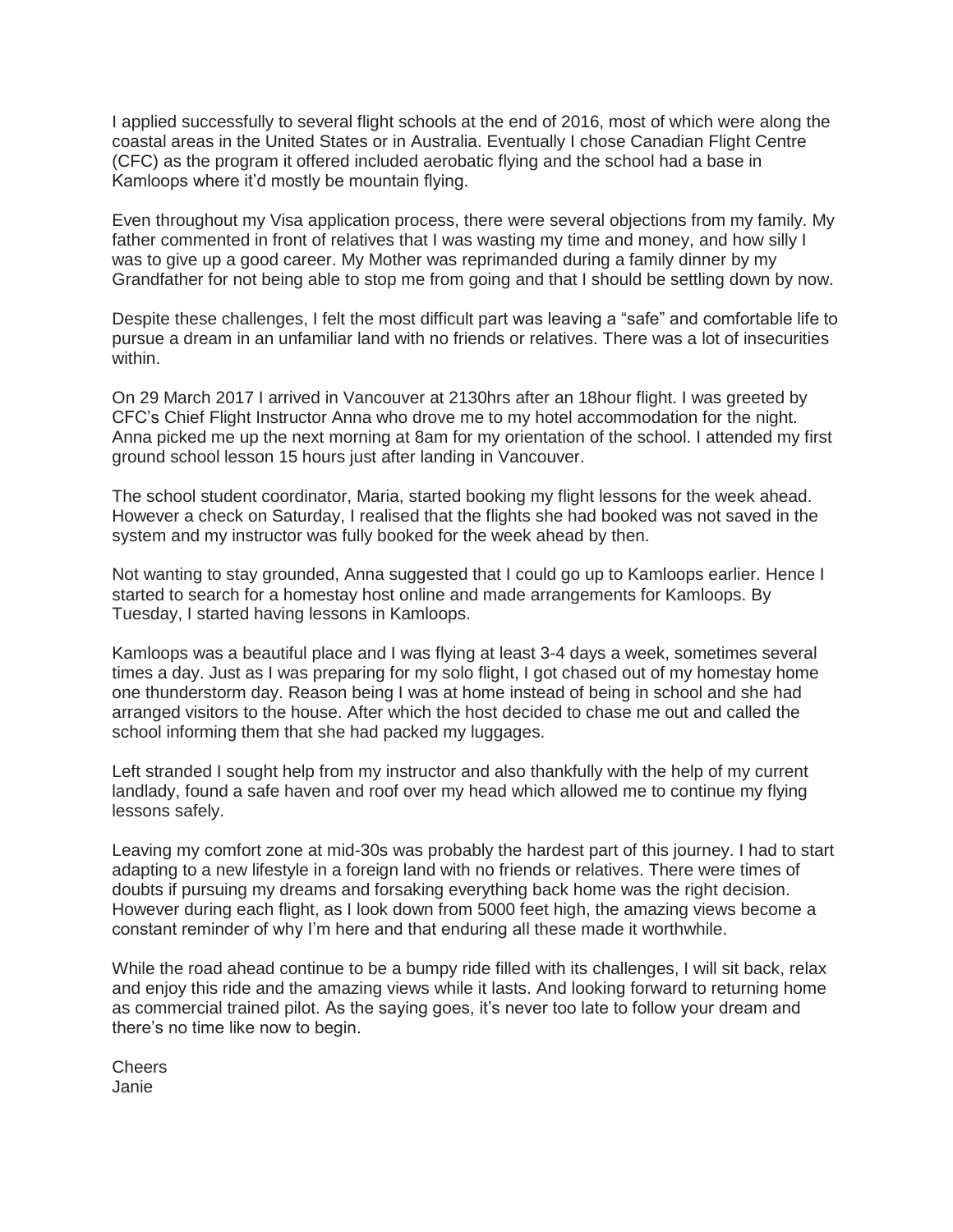I applied successfully to several flight schools at the end of 2016, most of which were along the coastal areas in the United States or in Australia. Eventually I chose Canadian Flight Centre (CFC) as the program it offered included aerobatic flying and the school had a base in Kamloops where it'd mostly be mountain flying.

Even throughout my Visa application process, there were several objections from my family. My father commented in front of relatives that I was wasting my time and money, and how silly I was to give up a good career. My Mother was reprimanded during a family dinner by my Grandfather for not being able to stop me from going and that I should be settling down by now.

Despite these challenges, I felt the most difficult part was leaving a "safe" and comfortable life to pursue a dream in an unfamiliar land with no friends or relatives. There was a lot of insecurities within.

On 29 March 2017 I arrived in Vancouver at 2130hrs after an 18hour flight. I was greeted by CFC's Chief Flight Instructor Anna who drove me to my hotel accommodation for the night. Anna picked me up the next morning at 8am for my orientation of the school. I attended my first ground school lesson 15 hours just after landing in Vancouver.

The school student coordinator, Maria, started booking my flight lessons for the week ahead. However a check on Saturday, I realised that the flights she had booked was not saved in the system and my instructor was fully booked for the week ahead by then.

Not wanting to stay grounded, Anna suggested that I could go up to Kamloops earlier. Hence I started to search for a homestay host online and made arrangements for Kamloops. By Tuesday, I started having lessons in Kamloops.

Kamloops was a beautiful place and I was flying at least 3-4 days a week, sometimes several times a day. Just as I was preparing for my solo flight, I got chased out of my homestay home one thunderstorm day. Reason being I was at home instead of being in school and she had arranged visitors to the house. After which the host decided to chase me out and called the school informing them that she had packed my luggages.

Left stranded I sought help from my instructor and also thankfully with the help of my current landlady, found a safe haven and roof over my head which allowed me to continue my flying lessons safely.

Leaving my comfort zone at mid-30s was probably the hardest part of this journey. I had to start adapting to a new lifestyle in a foreign land with no friends or relatives. There were times of doubts if pursuing my dreams and forsaking everything back home was the right decision. However during each flight, as I look down from 5000 feet high, the amazing views become a constant reminder of why I'm here and that enduring all these made it worthwhile.

While the road ahead continue to be a bumpy ride filled with its challenges, I will sit back, relax and enjoy this ride and the amazing views while it lasts. And looking forward to returning home as commercial trained pilot. As the saying goes, it's never too late to follow your dream and there's no time like now to begin.

Cheers
Janie